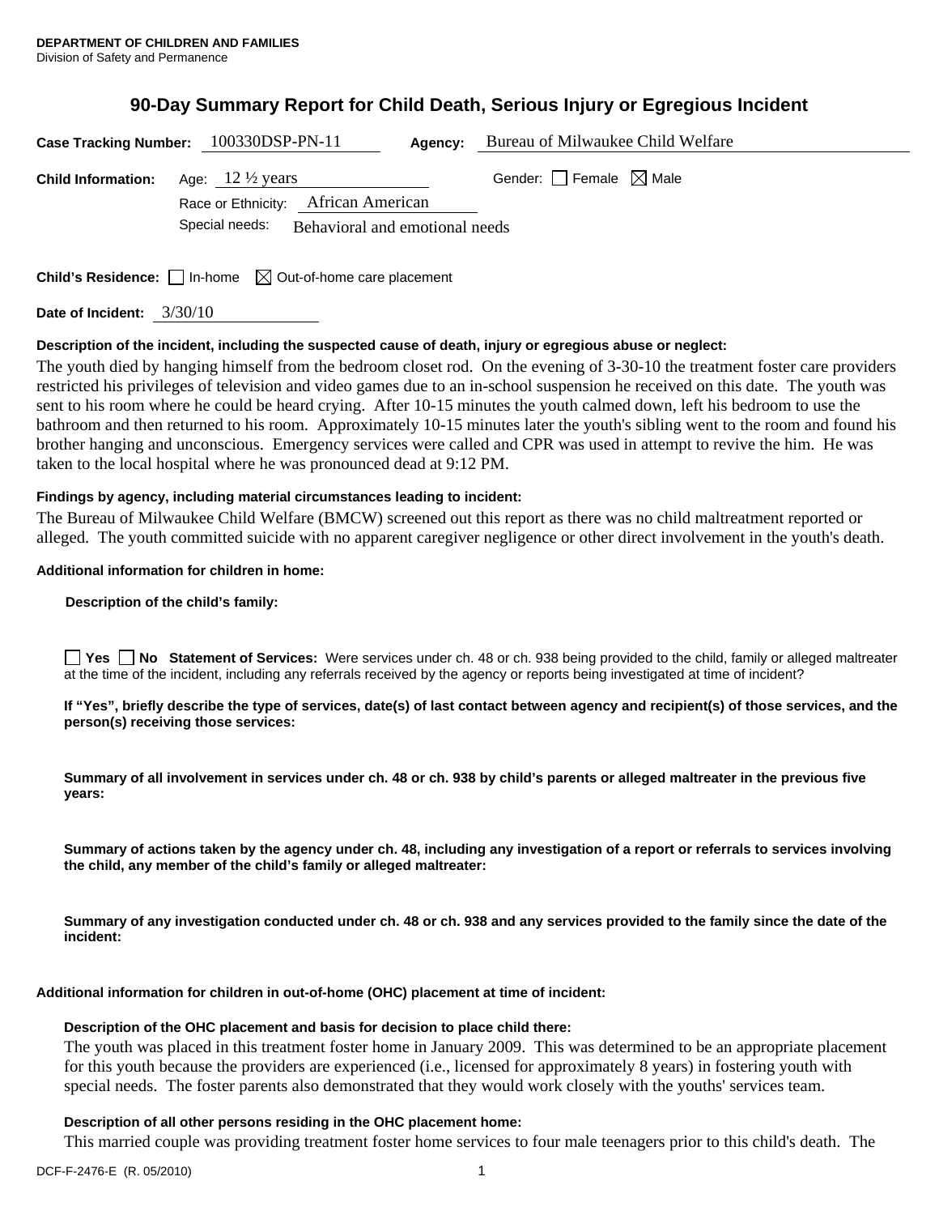**DEPARTMENT OF CHILDREN AND FAMILIES**
Division of Safety and Permanence

# 90-Day Summary Report for Child Death, Serious Injury or Egregious Incident

**Case Tracking Number:** 100330DSP-PN-11 **Agency:** Bureau of Milwaukee Child Welfare

**Child Information:** Age: 12 ½ years Gender: ☐ Female ☒ Male

Race or Ethnicity: African American

Special needs: Behavioral and emotional needs

**Child's Residence:** ☐ In-home ☒ Out-of-home care placement

**Date of Incident:** 3/30/10

**Description of the incident, including the suspected cause of death, injury or egregious abuse or neglect:**

The youth died by hanging himself from the bedroom closet rod. On the evening of 3-30-10 the treatment foster care providers restricted his privileges of television and video games due to an in-school suspension he received on this date. The youth was sent to his room where he could be heard crying. After 10-15 minutes the youth calmed down, left his bedroom to use the bathroom and then returned to his room. Approximately 10-15 minutes later the youth's sibling went to the room and found his brother hanging and unconscious. Emergency services were called and CPR was used in attempt to revive the him. He was taken to the local hospital where he was pronounced dead at 9:12 PM.

**Findings by agency, including material circumstances leading to incident:**

The Bureau of Milwaukee Child Welfare (BMCW) screened out this report as there was no child maltreatment reported or alleged. The youth committed suicide with no apparent caregiver negligence or other direct involvement in the youth's death.

**Additional information for children in home:**

**Description of the child's family:**

☐ **Yes** ☐ **No Statement of Services:** Were services under ch. 48 or ch. 938 being provided to the child, family or alleged maltreater at the time of the incident, including any referrals received by the agency or reports being investigated at time of incident?

**If "Yes", briefly describe the type of services, date(s) of last contact between agency and recipient(s) of those services, and the person(s) receiving those services:**

**Summary of all involvement in services under ch. 48 or ch. 938 by child's parents or alleged maltreater in the previous five years:**

**Summary of actions taken by the agency under ch. 48, including any investigation of a report or referrals to services involving the child, any member of the child's family or alleged maltreater:**

**Summary of any investigation conducted under ch. 48 or ch. 938 and any services provided to the family since the date of the incident:**

**Additional information for children in out-of-home (OHC) placement at time of incident:**

**Description of the OHC placement and basis for decision to place child there:**

The youth was placed in this treatment foster home in January 2009. This was determined to be an appropriate placement for this youth because the providers are experienced (i.e., licensed for approximately 8 years) in fostering youth with special needs. The foster parents also demonstrated that they would work closely with the youths' services team.

**Description of all other persons residing in the OHC placement home:**

This married couple was providing treatment foster home services to four male teenagers prior to this child's death. The

DCF-F-2476-E (R. 05/2010)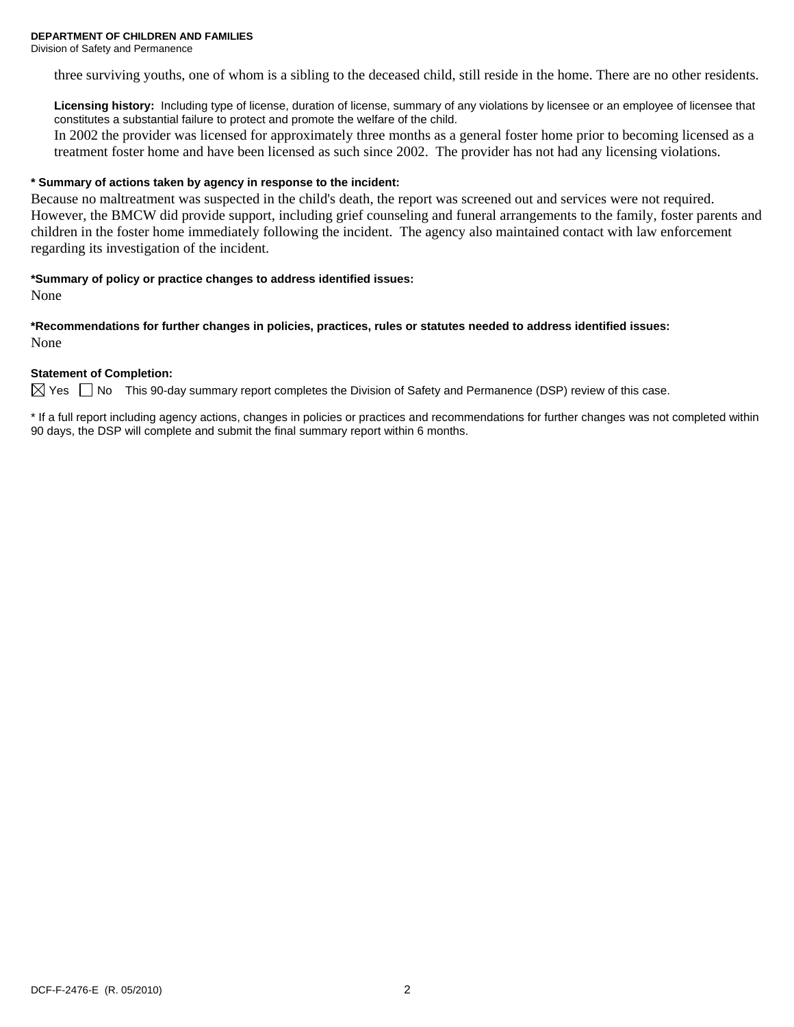three surviving youths, one of whom is a sibling to the deceased child, still reside in the home. There are no other residents.

**Licensing history:** Including type of license, duration of license, summary of any violations by licensee or an employee of licensee that constitutes a substantial failure to protect and promote the welfare of the child.

In 2002 the provider was licensed for approximately three months as a general foster home prior to becoming licensed as a treatment foster home and have been licensed as such since 2002. The provider has not had any licensing violations.

**\* Summary of actions taken by agency in response to the incident:**

Because no maltreatment was suspected in the child's death, the report was screened out and services were not required. However, the BMCW did provide support, including grief counseling and funeral arrangements to the family, foster parents and children in the foster home immediately following the incident. The agency also maintained contact with law enforcement regarding its investigation of the incident.

**\*Summary of policy or practice changes to address identified issues:**

None

**\*Recommendations for further changes in policies, practices, rules or statutes needed to address identified issues:**

None

**Statement of Completion:**

☒ Yes ☐ No This 90-day summary report completes the Division of Safety and Permanence (DSP) review of this case.

\* If a full report including agency actions, changes in policies or practices and recommendations for further changes was not completed within 90 days, the DSP will complete and submit the final summary report within 6 months.